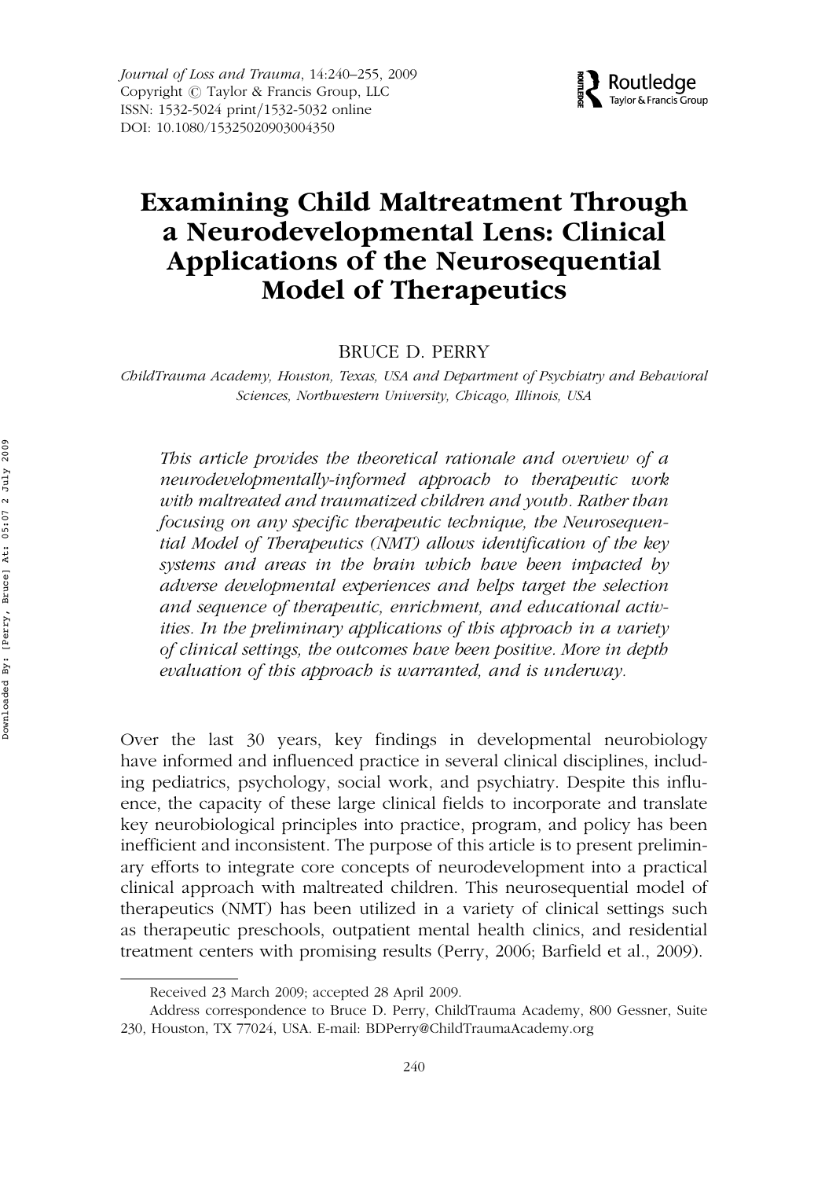# Examining Child Maltreatment Through a Neurodevelopmental Lens: Clinical Applications of the Neurosequential Model of Therapeutics

BRUCE D. PERRY

*ChildTrauma Academy, Houston, Texas, USA and Department of Psychiatry and Behavioral Sciences, Northwestern University, Chicago, Illinois, USA*

*This article provides the theoretical rationale and overview of a neurodevelopmentally-informed approach to therapeutic work with maltreated and traumatized children and youth. Rather than focusing on any specific therapeutic technique, the Neurosequential Model of Therapeutics (NMT) allows identification of the key systems and areas in the brain which have been impacted by adverse developmental experiences and helps target the selection and sequence of therapeutic, enrichment, and educational activities. In the preliminary applications of this approach in a variety of clinical settings, the outcomes have been positive. More in depth evaluation of this approach is warranted, and is underway.*

Over the last 30 years, key findings in developmental neurobiology have informed and influenced practice in several clinical disciplines, including pediatrics, psychology, social work, and psychiatry. Despite this influence, the capacity of these large clinical fields to incorporate and translate key neurobiological principles into practice, program, and policy has been inefficient and inconsistent. The purpose of this article is to present preliminary efforts to integrate core concepts of neurodevelopment into a practical clinical approach with maltreated children. This neurosequential model of therapeutics (NMT) has been utilized in a variety of clinical settings such as therapeutic preschools, outpatient mental health clinics, and residential treatment centers with promising results (Perry, 2006; Barfield et al., 2009).

Received 23 March 2009; accepted 28 April 2009.

Address correspondence to Bruce D. Perry, ChildTrauma Academy, 800 Gessner, Suite 230, Houston, TX 77024, USA. E-mail: BDPerry@ChildTraumaAcademy.org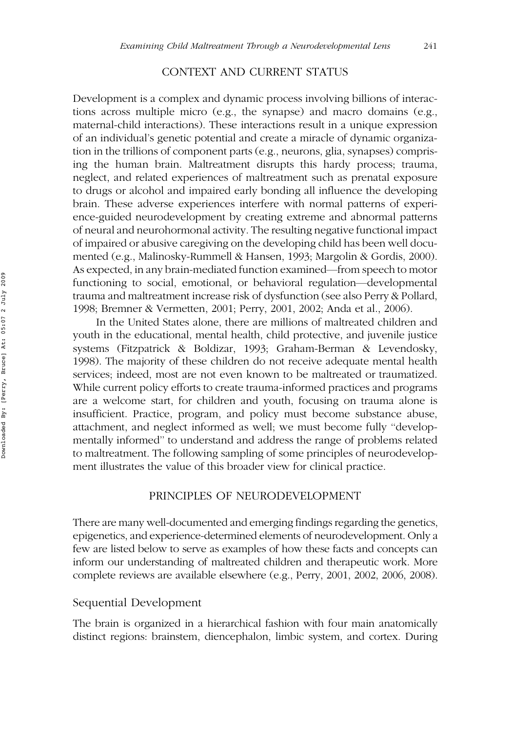## CONTEXT AND CURRENT STATUS

Development is a complex and dynamic process involving billions of interactions across multiple micro (e.g., the synapse) and macro domains (e.g., maternal-child interactions). These interactions result in a unique expression of an individual's genetic potential and create a miracle of dynamic organization in the trillions of component parts (e.g., neurons, glia, synapses) comprising the human brain. Maltreatment disrupts this hardy process; trauma, neglect, and related experiences of maltreatment such as prenatal exposure to drugs or alcohol and impaired early bonding all influence the developing brain. These adverse experiences interfere with normal patterns of experience-guided neurodevelopment by creating extreme and abnormal patterns of neural and neurohormonal activity. The resulting negative functional impact of impaired or abusive caregiving on the developing child has been well documented (e.g., Malinosky-Rummell & Hansen, 1993; Margolin & Gordis, 2000). As expected, in any brain-mediated function examined—from speech to motor functioning to social, emotional, or behavioral regulation—developmental trauma and maltreatment increase risk of dysfunction (see also Perry & Pollard, 1998; Bremner & Vermetten, 2001; Perry, 2001, 2002; Anda et al., 2006).

In the United States alone, there are millions of maltreated children and youth in the educational, mental health, child protective, and juvenile justice systems (Fitzpatrick & Boldizar, 1993; Graham-Berman & Levendosky, 1998). The majority of these children do not receive adequate mental health services; indeed, most are not even known to be maltreated or traumatized. While current policy efforts to create trauma-informed practices and programs are a welcome start, for children and youth, focusing on trauma alone is insufficient. Practice, program, and policy must become substance abuse, attachment, and neglect informed as well; we must become fully "developmentally informed" to understand and address the range of problems related to maltreatment. The following sampling of some principles of neurodevelopment illustrates the value of this broader view for clinical practice.

## PRINCIPLES OF NEURODEVELOPMENT

There are many well-documented and emerging findings regarding the genetics, epigenetics, and experience-determined elements of neurodevelopment. Only a few are listed below to serve as examples of how these facts and concepts can inform our understanding of maltreated children and therapeutic work. More complete reviews are available elsewhere (e.g., Perry, 2001, 2002, 2006, 2008).

### Sequential Development

The brain is organized in a hierarchical fashion with four main anatomically distinct regions: brainstem, diencephalon, limbic system, and cortex. During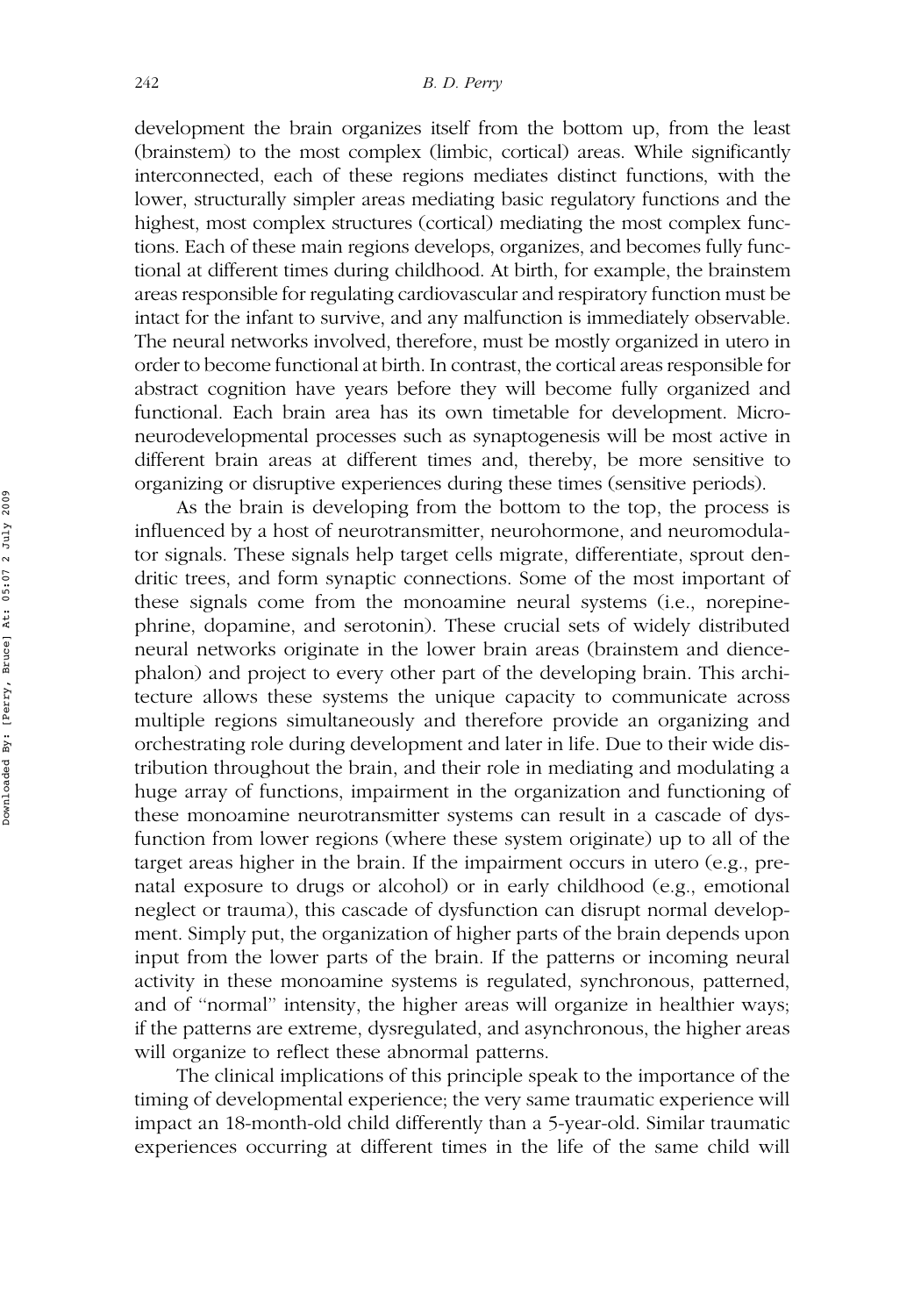development the brain organizes itself from the bottom up, from the least (brainstem) to the most complex (limbic, cortical) areas. While significantly interconnected, each of these regions mediates distinct functions, with the lower, structurally simpler areas mediating basic regulatory functions and the highest, most complex structures (cortical) mediating the most complex functions. Each of these main regions develops, organizes, and becomes fully functional at different times during childhood. At birth, for example, the brainstem areas responsible for regulating cardiovascular and respiratory function must be intact for the infant to survive, and any malfunction is immediately observable. The neural networks involved, therefore, must be mostly organized in utero in order to become functional at birth. In contrast, the cortical areas responsible for abstract cognition have years before they will become fully organized and functional. Each brain area has its own timetable for development. Microneurodevelopmental processes such as synaptogenesis will be most active in different brain areas at different times and, thereby, be more sensitive to organizing or disruptive experiences during these times (sensitive periods).

As the brain is developing from the bottom to the top, the process is influenced by a host of neurotransmitter, neurohormone, and neuromodulator signals. These signals help target cells migrate, differentiate, sprout dendritic trees, and form synaptic connections. Some of the most important of these signals come from the monoamine neural systems (i.e., norepinephrine, dopamine, and serotonin). These crucial sets of widely distributed neural networks originate in the lower brain areas (brainstem and diencephalon) and project to every other part of the developing brain. This architecture allows these systems the unique capacity to communicate across multiple regions simultaneously and therefore provide an organizing and orchestrating role during development and later in life. Due to their wide distribution throughout the brain, and their role in mediating and modulating a huge array of functions, impairment in the organization and functioning of these monoamine neurotransmitter systems can result in a cascade of dysfunction from lower regions (where these system originate) up to all of the target areas higher in the brain. If the impairment occurs in utero (e.g., prenatal exposure to drugs or alcohol) or in early childhood (e.g., emotional neglect or trauma), this cascade of dysfunction can disrupt normal development. Simply put, the organization of higher parts of the brain depends upon input from the lower parts of the brain. If the patterns or incoming neural activity in these monoamine systems is regulated, synchronous, patterned, and of "normal" intensity, the higher areas will organize in healthier ways; if the patterns are extreme, dysregulated, and asynchronous, the higher areas will organize to reflect these abnormal patterns.

The clinical implications of this principle speak to the importance of the timing of developmental experience; the very same traumatic experience will impact an 18-month-old child differently than a 5-year-old. Similar traumatic experiences occurring at different times in the life of the same child will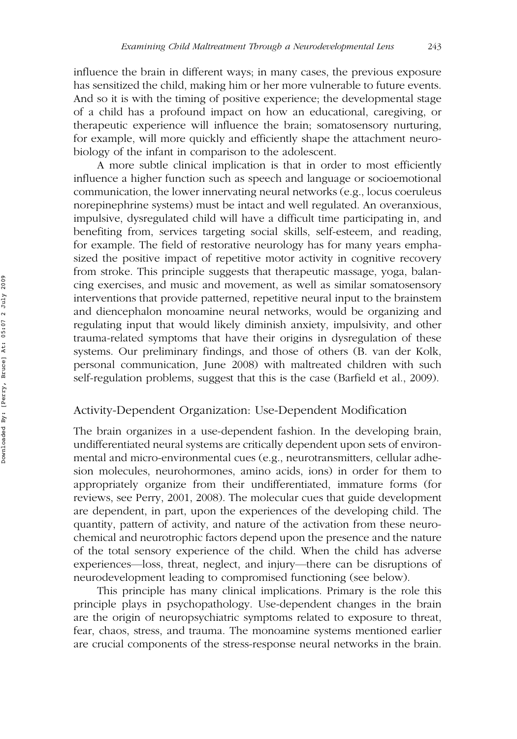influence the brain in different ways; in many cases, the previous exposure has sensitized the child, making him or her more vulnerable to future events. And so it is with the timing of positive experience; the developmental stage of a child has a profound impact on how an educational, caregiving, or therapeutic experience will influence the brain; somatosensory nurturing, for example, will more quickly and efficiently shape the attachment neurobiology of the infant in comparison to the adolescent.

A more subtle clinical implication is that in order to most efficiently influence a higher function such as speech and language or socioemotional communication, the lower innervating neural networks (e.g., locus coeruleus norepinephrine systems) must be intact and well regulated. An overanxious, impulsive, dysregulated child will have a difficult time participating in, and benefiting from, services targeting social skills, self-esteem, and reading, for example. The field of restorative neurology has for many years emphasized the positive impact of repetitive motor activity in cognitive recovery from stroke. This principle suggests that therapeutic massage, yoga, balancing exercises, and music and movement, as well as similar somatosensory interventions that provide patterned, repetitive neural input to the brainstem and diencephalon monoamine neural networks, would be organizing and regulating input that would likely diminish anxiety, impulsivity, and other trauma-related symptoms that have their origins in dysregulation of these systems. Our preliminary findings, and those of others (B. van der Kolk, personal communication, June 2008) with maltreated children with such self-regulation problems, suggest that this is the case (Barfield et al., 2009).

## Activity-Dependent Organization: Use-Dependent Modification

The brain organizes in a use-dependent fashion. In the developing brain, undifferentiated neural systems are critically dependent upon sets of environmental and micro-environmental cues (e.g., neurotransmitters, cellular adhesion molecules, neurohormones, amino acids, ions) in order for them to appropriately organize from their undifferentiated, immature forms (for reviews, see Perry, 2001, 2008). The molecular cues that guide development are dependent, in part, upon the experiences of the developing child. The quantity, pattern of activity, and nature of the activation from these neurochemical and neurotrophic factors depend upon the presence and the nature of the total sensory experience of the child. When the child has adverse experiences—loss, threat, neglect, and injury—there can be disruptions of neurodevelopment leading to compromised functioning (see below).

This principle has many clinical implications. Primary is the role this principle plays in psychopathology. Use-dependent changes in the brain are the origin of neuropsychiatric symptoms related to exposure to threat, fear, chaos, stress, and trauma. The monoamine systems mentioned earlier are crucial components of the stress-response neural networks in the brain.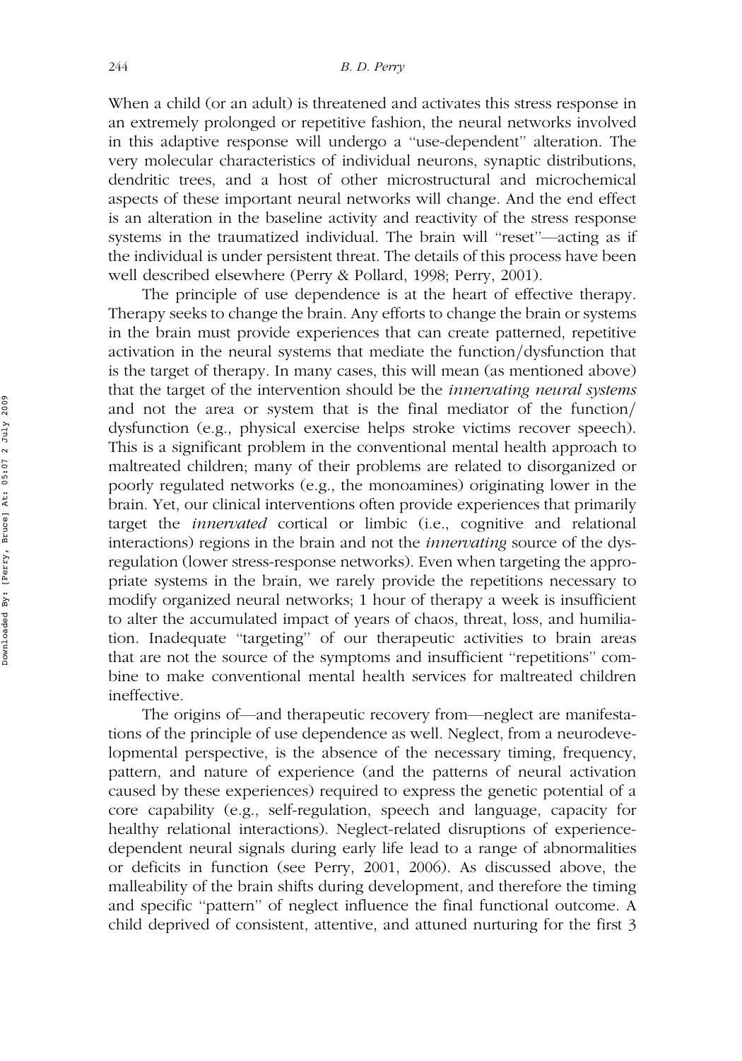When a child (or an adult) is threatened and activates this stress response in an extremely prolonged or repetitive fashion, the neural networks involved in this adaptive response will undergo a "use-dependent" alteration. The very molecular characteristics of individual neurons, synaptic distributions, dendritic trees, and a host of other microstructural and microchemical aspects of these important neural networks will change. And the end effect is an alteration in the baseline activity and reactivity of the stress response systems in the traumatized individual. The brain will "reset"—acting as if the individual is under persistent threat. The details of this process have been well described elsewhere (Perry & Pollard, 1998; Perry, 2001).

The principle of use dependence is at the heart of effective therapy. Therapy seeks to change the brain. Any efforts to change the brain or systems in the brain must provide experiences that can create patterned, repetitive activation in the neural systems that mediate the function/dysfunction that is the target of therapy. In many cases, this will mean (as mentioned above) that the target of the intervention should be the *innervating neural systems* and not the area or system that is the final mediator of the function/dysfunction (e.g., physical exercise helps stroke victims recover speech). This is a significant problem in the conventional mental health approach to maltreated children; many of their problems are related to disorganized or poorly regulated networks (e.g., the monoamines) originating lower in the brain. Yet, our clinical interventions often provide experiences that primarily target the *innervated* cortical or limbic (i.e., cognitive and relational interactions) regions in the brain and not the *innervating* source of the dysregulation (lower stress-response networks). Even when targeting the appropriate systems in the brain, we rarely provide the repetitions necessary to modify organized neural networks; 1 hour of therapy a week is insufficient to alter the accumulated impact of years of chaos, threat, loss, and humiliation. Inadequate "targeting" of our therapeutic activities to brain areas that are not the source of the symptoms and insufficient "repetitions" combine to make conventional mental health services for maltreated children ineffective.

The origins of—and therapeutic recovery from—neglect are manifestations of the principle of use dependence as well. Neglect, from a neurodevelopmental perspective, is the absence of the necessary timing, frequency, pattern, and nature of experience (and the patterns of neural activation caused by these experiences) required to express the genetic potential of a core capability (e.g., self-regulation, speech and language, capacity for healthy relational interactions). Neglect-related disruptions of experience-dependent neural signals during early life lead to a range of abnormalities or deficits in function (see Perry, 2001, 2006). As discussed above, the malleability of the brain shifts during development, and therefore the timing and specific "pattern" of neglect influence the final functional outcome. A child deprived of consistent, attentive, and attuned nurturing for the first 3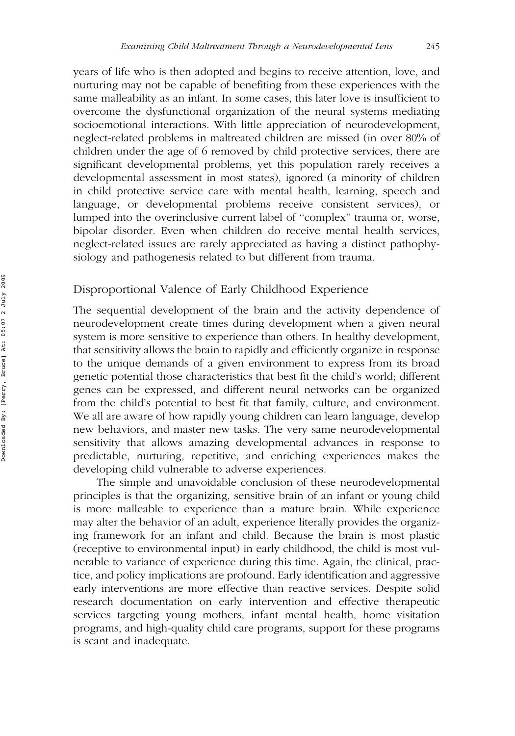years of life who is then adopted and begins to receive attention, love, and nurturing may not be capable of benefiting from these experiences with the same malleability as an infant. In some cases, this later love is insufficient to overcome the dysfunctional organization of the neural systems mediating socioemotional interactions. With little appreciation of neurodevelopment, neglect-related problems in maltreated children are missed (in over 80% of children under the age of 6 removed by child protective services, there are significant developmental problems, yet this population rarely receives a developmental assessment in most states), ignored (a minority of children in child protective service care with mental health, learning, speech and language, or developmental problems receive consistent services), or lumped into the overinclusive current label of ''complex'' trauma or, worse, bipolar disorder. Even when children do receive mental health services, neglect-related issues are rarely appreciated as having a distinct pathophysiology and pathogenesis related to but different from trauma.

## Disproportional Valence of Early Childhood Experience

The sequential development of the brain and the activity dependence of neurodevelopment create times during development when a given neural system is more sensitive to experience than others. In healthy development, that sensitivity allows the brain to rapidly and efficiently organize in response to the unique demands of a given environment to express from its broad genetic potential those characteristics that best fit the child's world; different genes can be expressed, and different neural networks can be organized from the child's potential to best fit that family, culture, and environment. We all are aware of how rapidly young children can learn language, develop new behaviors, and master new tasks. The very same neurodevelopmental sensitivity that allows amazing developmental advances in response to predictable, nurturing, repetitive, and enriching experiences makes the developing child vulnerable to adverse experiences.

The simple and unavoidable conclusion of these neurodevelopmental principles is that the organizing, sensitive brain of an infant or young child is more malleable to experience than a mature brain. While experience may alter the behavior of an adult, experience literally provides the organizing framework for an infant and child. Because the brain is most plastic (receptive to environmental input) in early childhood, the child is most vulnerable to variance of experience during this time. Again, the clinical, practice, and policy implications are profound. Early identification and aggressive early interventions are more effective than reactive services. Despite solid research documentation on early intervention and effective therapeutic services targeting young mothers, infant mental health, home visitation programs, and high-quality child care programs, support for these programs is scant and inadequate.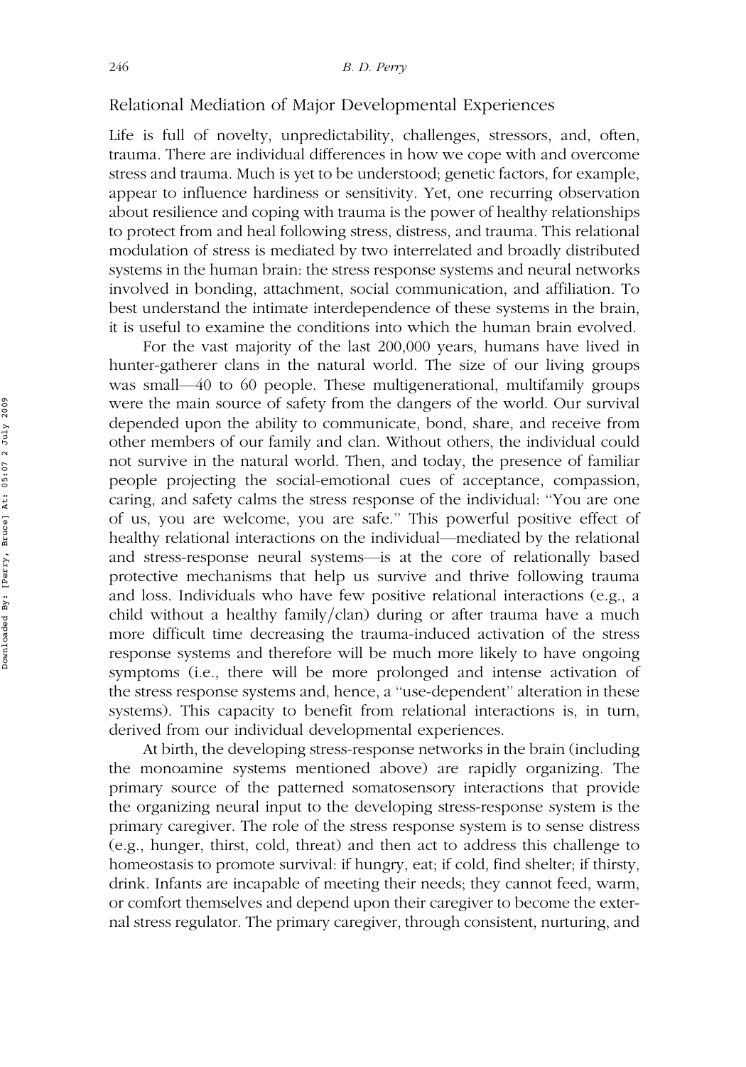## Relational Mediation of Major Developmental Experiences

Life is full of novelty, unpredictability, challenges, stressors, and, often, trauma. There are individual differences in how we cope with and overcome stress and trauma. Much is yet to be understood; genetic factors, for example, appear to influence hardiness or sensitivity. Yet, one recurring observation about resilience and coping with trauma is the power of healthy relationships to protect from and heal following stress, distress, and trauma. This relational modulation of stress is mediated by two interrelated and broadly distributed systems in the human brain: the stress response systems and neural networks involved in bonding, attachment, social communication, and affiliation. To best understand the intimate interdependence of these systems in the brain, it is useful to examine the conditions into which the human brain evolved.

For the vast majority of the last 200,000 years, humans have lived in hunter-gatherer clans in the natural world. The size of our living groups was small—40 to 60 people. These multigenerational, multifamily groups were the main source of safety from the dangers of the world. Our survival depended upon the ability to communicate, bond, share, and receive from other members of our family and clan. Without others, the individual could not survive in the natural world. Then, and today, the presence of familiar people projecting the social-emotional cues of acceptance, compassion, caring, and safety calms the stress response of the individual: "You are one of us, you are welcome, you are safe." This powerful positive effect of healthy relational interactions on the individual—mediated by the relational and stress-response neural systems—is at the core of relationally based protective mechanisms that help us survive and thrive following trauma and loss. Individuals who have few positive relational interactions (e.g., a child without a healthy family/clan) during or after trauma have a much more difficult time decreasing the trauma-induced activation of the stress response systems and therefore will be much more likely to have ongoing symptoms (i.e., there will be more prolonged and intense activation of the stress response systems and, hence, a "use-dependent" alteration in these systems). This capacity to benefit from relational interactions is, in turn, derived from our individual developmental experiences.

At birth, the developing stress-response networks in the brain (including the monoamine systems mentioned above) are rapidly organizing. The primary source of the patterned somatosensory interactions that provide the organizing neural input to the developing stress-response system is the primary caregiver. The role of the stress response system is to sense distress (e.g., hunger, thirst, cold, threat) and then act to address this challenge to homeostasis to promote survival: if hungry, eat; if cold, find shelter; if thirsty, drink. Infants are incapable of meeting their needs; they cannot feed, warm, or comfort themselves and depend upon their caregiver to become the external stress regulator. The primary caregiver, through consistent, nurturing, and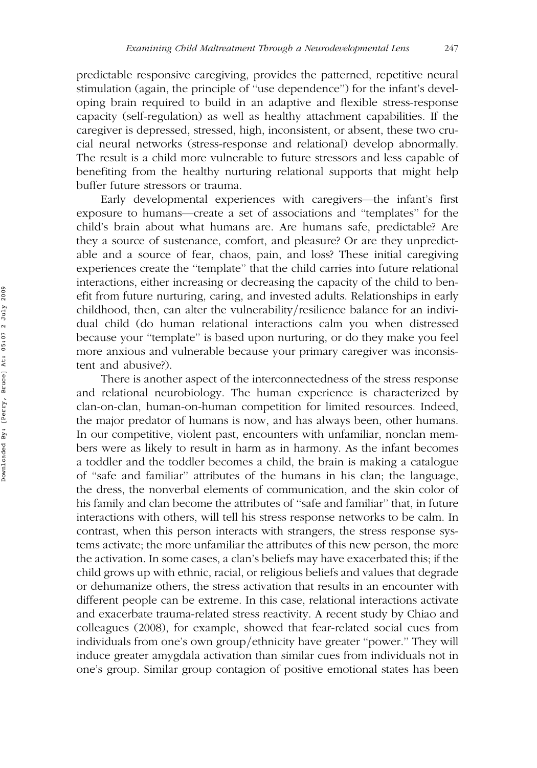predictable responsive caregiving, provides the patterned, repetitive neural stimulation (again, the principle of ''use dependence'') for the infant's developing brain required to build in an adaptive and flexible stress-response capacity (self-regulation) as well as healthy attachment capabilities. If the caregiver is depressed, stressed, high, inconsistent, or absent, these two crucial neural networks (stress-response and relational) develop abnormally. The result is a child more vulnerable to future stressors and less capable of benefiting from the healthy nurturing relational supports that might help buffer future stressors or trauma.

Early developmental experiences with caregivers—the infant's first exposure to humans—create a set of associations and ''templates'' for the child's brain about what humans are. Are humans safe, predictable? Are they a source of sustenance, comfort, and pleasure? Or are they unpredictable and a source of fear, chaos, pain, and loss? These initial caregiving experiences create the ''template'' that the child carries into future relational interactions, either increasing or decreasing the capacity of the child to benefit from future nurturing, caring, and invested adults. Relationships in early childhood, then, can alter the vulnerability/resilience balance for an individual child (do human relational interactions calm you when distressed because your ''template'' is based upon nurturing, or do they make you feel more anxious and vulnerable because your primary caregiver was inconsistent and abusive?).

There is another aspect of the interconnectedness of the stress response and relational neurobiology. The human experience is characterized by clan-on-clan, human-on-human competition for limited resources. Indeed, the major predator of humans is now, and has always been, other humans. In our competitive, violent past, encounters with unfamiliar, nonclan members were as likely to result in harm as in harmony. As the infant becomes a toddler and the toddler becomes a child, the brain is making a catalogue of ''safe and familiar'' attributes of the humans in his clan; the language, the dress, the nonverbal elements of communication, and the skin color of his family and clan become the attributes of ''safe and familiar'' that, in future interactions with others, will tell his stress response networks to be calm. In contrast, when this person interacts with strangers, the stress response systems activate; the more unfamiliar the attributes of this new person, the more the activation. In some cases, a clan's beliefs may have exacerbated this; if the child grows up with ethnic, racial, or religious beliefs and values that degrade or dehumanize others, the stress activation that results in an encounter with different people can be extreme. In this case, relational interactions activate and exacerbate trauma-related stress reactivity. A recent study by Chiao and colleagues (2008), for example, showed that fear-related social cues from individuals from one's own group/ethnicity have greater ''power.'' They will induce greater amygdala activation than similar cues from individuals not in one's group. Similar group contagion of positive emotional states has been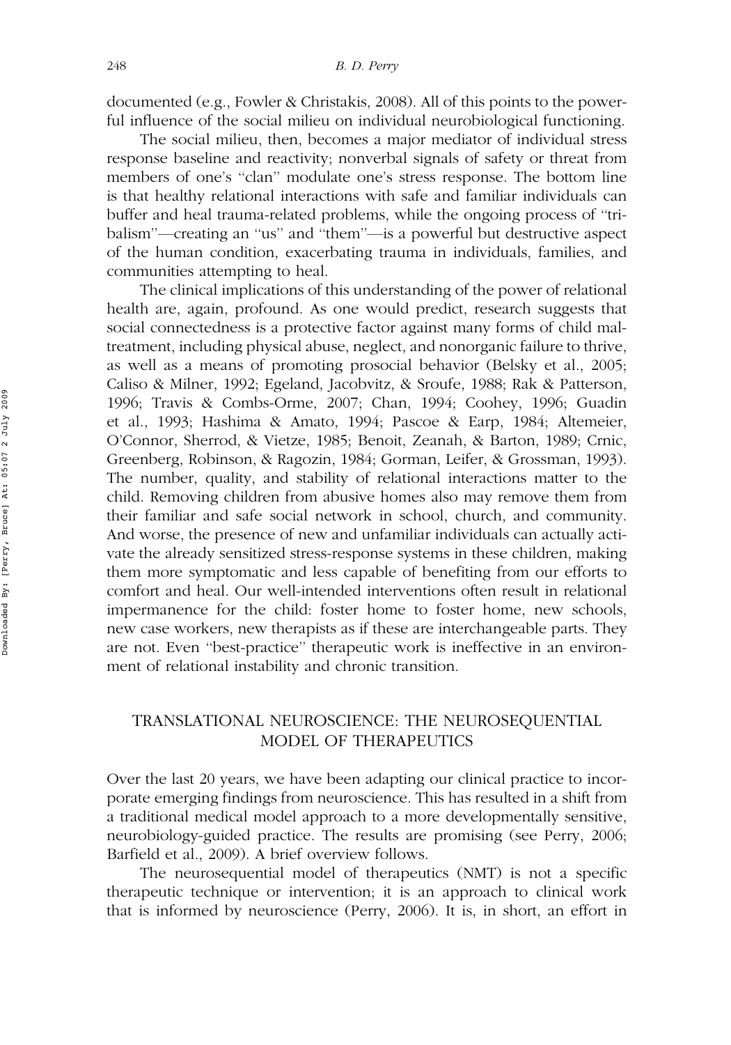documented (e.g., Fowler & Christakis, 2008). All of this points to the powerful influence of the social milieu on individual neurobiological functioning.

The social milieu, then, becomes a major mediator of individual stress response baseline and reactivity; nonverbal signals of safety or threat from members of one's "clan" modulate one's stress response. The bottom line is that healthy relational interactions with safe and familiar individuals can buffer and heal trauma-related problems, while the ongoing process of "tribalism"—creating an "us" and "them"—is a powerful but destructive aspect of the human condition, exacerbating trauma in individuals, families, and communities attempting to heal.

The clinical implications of this understanding of the power of relational health are, again, profound. As one would predict, research suggests that social connectedness is a protective factor against many forms of child maltreatment, including physical abuse, neglect, and nonorganic failure to thrive, as well as a means of promoting prosocial behavior (Belsky et al., 2005; Caliso & Milner, 1992; Egeland, Jacobvitz, & Sroufe, 1988; Rak & Patterson, 1996; Travis & Combs-Orme, 2007; Chan, 1994; Coohey, 1996; Guadin et al., 1993; Hashima & Amato, 1994; Pascoe & Earp, 1984; Altemeier, O'Connor, Sherrod, & Vietze, 1985; Benoit, Zeanah, & Barton, 1989; Crnic, Greenberg, Robinson, & Ragozin, 1984; Gorman, Leifer, & Grossman, 1993). The number, quality, and stability of relational interactions matter to the child. Removing children from abusive homes also may remove them from their familiar and safe social network in school, church, and community. And worse, the presence of new and unfamiliar individuals can actually activate the already sensitized stress-response systems in these children, making them more symptomatic and less capable of benefiting from our efforts to comfort and heal. Our well-intended interventions often result in relational impermanence for the child: foster home to foster home, new schools, new case workers, new therapists as if these are interchangeable parts. They are not. Even "best-practice" therapeutic work is ineffective in an environment of relational instability and chronic transition.

## TRANSLATIONAL NEUROSCIENCE: THE NEUROSEQUENTIAL MODEL OF THERAPEUTICS

Over the last 20 years, we have been adapting our clinical practice to incorporate emerging findings from neuroscience. This has resulted in a shift from a traditional medical model approach to a more developmentally sensitive, neurobiology-guided practice. The results are promising (see Perry, 2006; Barfield et al., 2009). A brief overview follows.

The neurosequential model of therapeutics (NMT) is not a specific therapeutic technique or intervention; it is an approach to clinical work that is informed by neuroscience (Perry, 2006). It is, in short, an effort in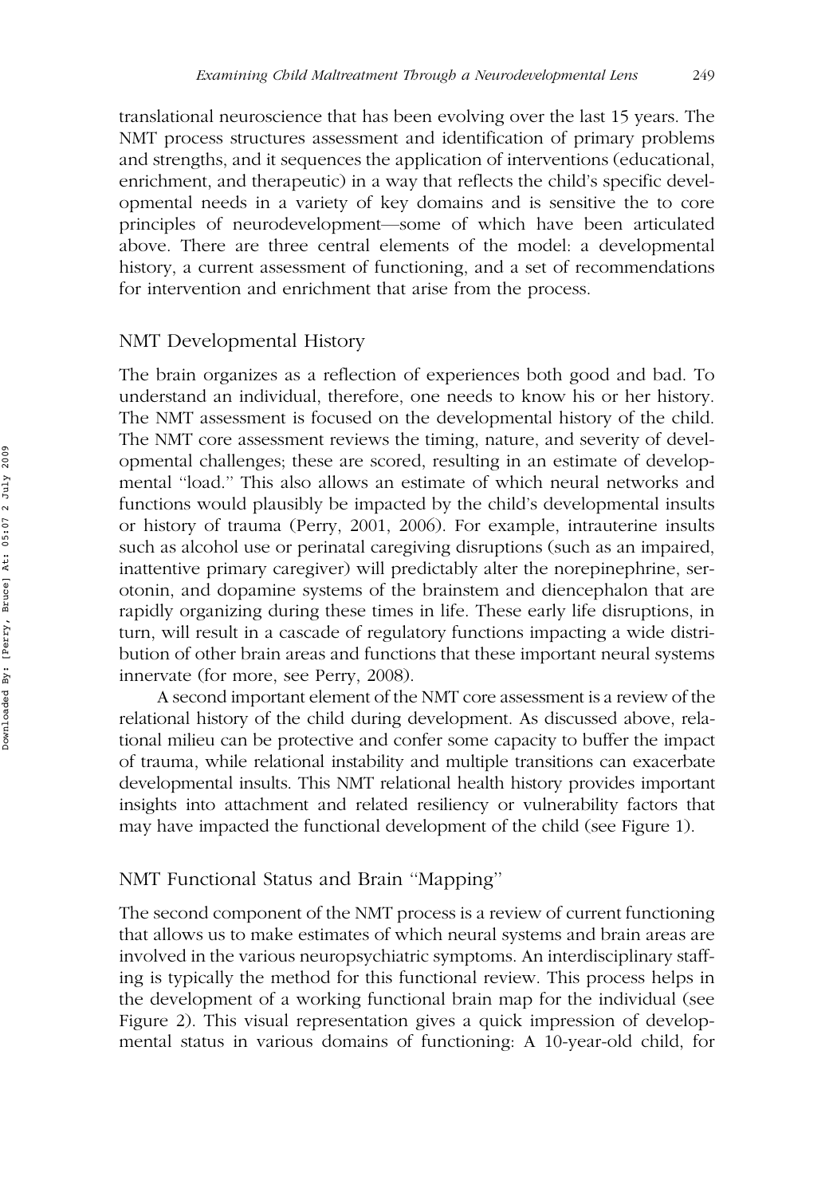translational neuroscience that has been evolving over the last 15 years. The NMT process structures assessment and identification of primary problems and strengths, and it sequences the application of interventions (educational, enrichment, and therapeutic) in a way that reflects the child's specific developmental needs in a variety of key domains and is sensitive the to core principles of neurodevelopment—some of which have been articulated above. There are three central elements of the model: a developmental history, a current assessment of functioning, and a set of recommendations for intervention and enrichment that arise from the process.

## NMT Developmental History

The brain organizes as a reflection of experiences both good and bad. To understand an individual, therefore, one needs to know his or her history. The NMT assessment is focused on the developmental history of the child. The NMT core assessment reviews the timing, nature, and severity of developmental challenges; these are scored, resulting in an estimate of developmental "load." This also allows an estimate of which neural networks and functions would plausibly be impacted by the child's developmental insults or history of trauma (Perry, 2001, 2006). For example, intrauterine insults such as alcohol use or perinatal caregiving disruptions (such as an impaired, inattentive primary caregiver) will predictably alter the norepinephrine, serotonin, and dopamine systems of the brainstem and diencephalon that are rapidly organizing during these times in life. These early life disruptions, in turn, will result in a cascade of regulatory functions impacting a wide distribution of other brain areas and functions that these important neural systems innervate (for more, see Perry, 2008).

A second important element of the NMT core assessment is a review of the relational history of the child during development. As discussed above, relational milieu can be protective and confer some capacity to buffer the impact of trauma, while relational instability and multiple transitions can exacerbate developmental insults. This NMT relational health history provides important insights into attachment and related resiliency or vulnerability factors that may have impacted the functional development of the child (see Figure 1).

## NMT Functional Status and Brain "Mapping"

The second component of the NMT process is a review of current functioning that allows us to make estimates of which neural systems and brain areas are involved in the various neuropsychiatric symptoms. An interdisciplinary staffing is typically the method for this functional review. This process helps in the development of a working functional brain map for the individual (see Figure 2). This visual representation gives a quick impression of developmental status in various domains of functioning: A 10-year-old child, for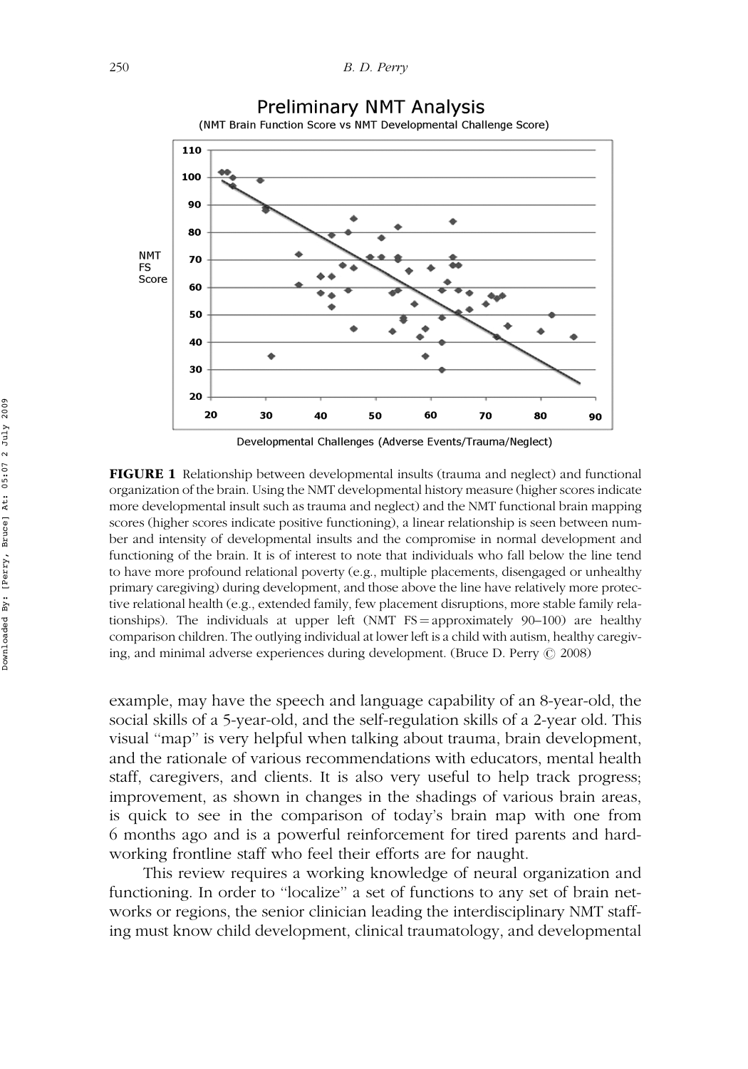**FIGURE 1** Relationship between developmental insults (trauma and neglect) and functional organization of the brain. Using the NMT developmental history measure (higher scores indicate more developmental insult such as trauma and neglect) and the NMT functional brain mapping scores (higher scores indicate positive functioning), a linear relationship is seen between number and intensity of developmental insults and the compromise in normal development and functioning of the brain. It is of interest to note that individuals who fall below the line tend to have more profound relational poverty (e.g., multiple placements, disengaged or unhealthy primary caregiving) during development, and those above the line have relatively more protective relational health (e.g., extended family, few placement disruptions, more stable family relationships). The individuals at upper left (NMT FS = approximately 90–100) are healthy comparison children. The outlying individual at lower left is a child with autism, healthy caregiving, and minimal adverse experiences during development. (Bruce D. Perry © 2008)

example, may have the speech and language capability of an 8-year-old, the social skills of a 5-year-old, and the self-regulation skills of a 2-year old. This visual "map" is very helpful when talking about trauma, brain development, and the rationale of various recommendations with educators, mental health staff, caregivers, and clients. It is also very useful to help track progress; improvement, as shown in changes in the shadings of various brain areas, is quick to see in the comparison of today's brain map with one from 6 months ago and is a powerful reinforcement for tired parents and hard-working frontline staff who feel their efforts are for naught.

This review requires a working knowledge of neural organization and functioning. In order to "localize" a set of functions to any set of brain networks or regions, the senior clinician leading the interdisciplinary NMT staffing must know child development, clinical traumatology, and developmental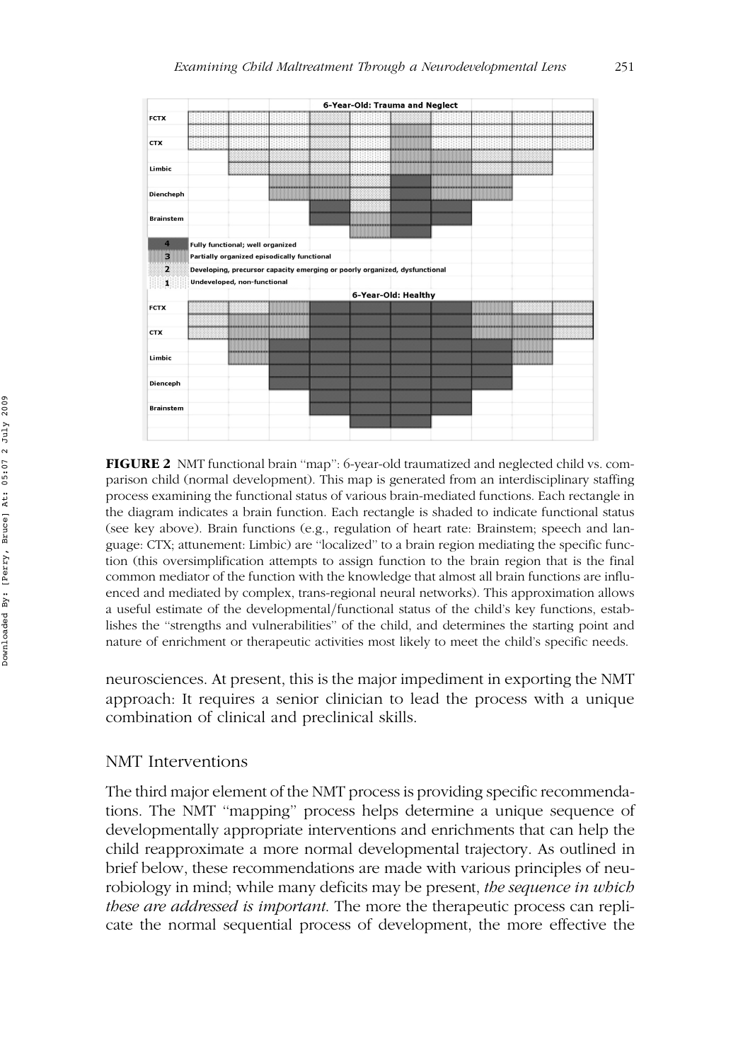**FIGURE 2** NMT functional brain "map": 6-year-old traumatized and neglected child vs. comparison child (normal development). This map is generated from an interdisciplinary staffing process examining the functional status of various brain-mediated functions. Each rectangle in the diagram indicates a brain function. Each rectangle is shaded to indicate functional status (see key above). Brain functions (e.g., regulation of heart rate: Brainstem; speech and language: CTX; attunement: Limbic) are "localized" to a brain region mediating the specific function (this oversimplification attempts to assign function to the brain region that is the final common mediator of the function with the knowledge that almost all brain functions are influenced and mediated by complex, trans-regional neural networks). This approximation allows a useful estimate of the developmental/functional status of the child's key functions, establishes the "strengths and vulnerabilities" of the child, and determines the starting point and nature of enrichment or therapeutic activities most likely to meet the child's specific needs.

neurosciences. At present, this is the major impediment in exporting the NMT approach: It requires a senior clinician to lead the process with a unique combination of clinical and preclinical skills.

## NMT Interventions

The third major element of the NMT process is providing specific recommendations. The NMT "mapping" process helps determine a unique sequence of developmentally appropriate interventions and enrichments that can help the child reapproximate a more normal developmental trajectory. As outlined in brief below, these recommendations are made with various principles of neurobiology in mind; while many deficits may be present, *the sequence in which these are addressed is important*. The more the therapeutic process can replicate the normal sequential process of development, the more effective the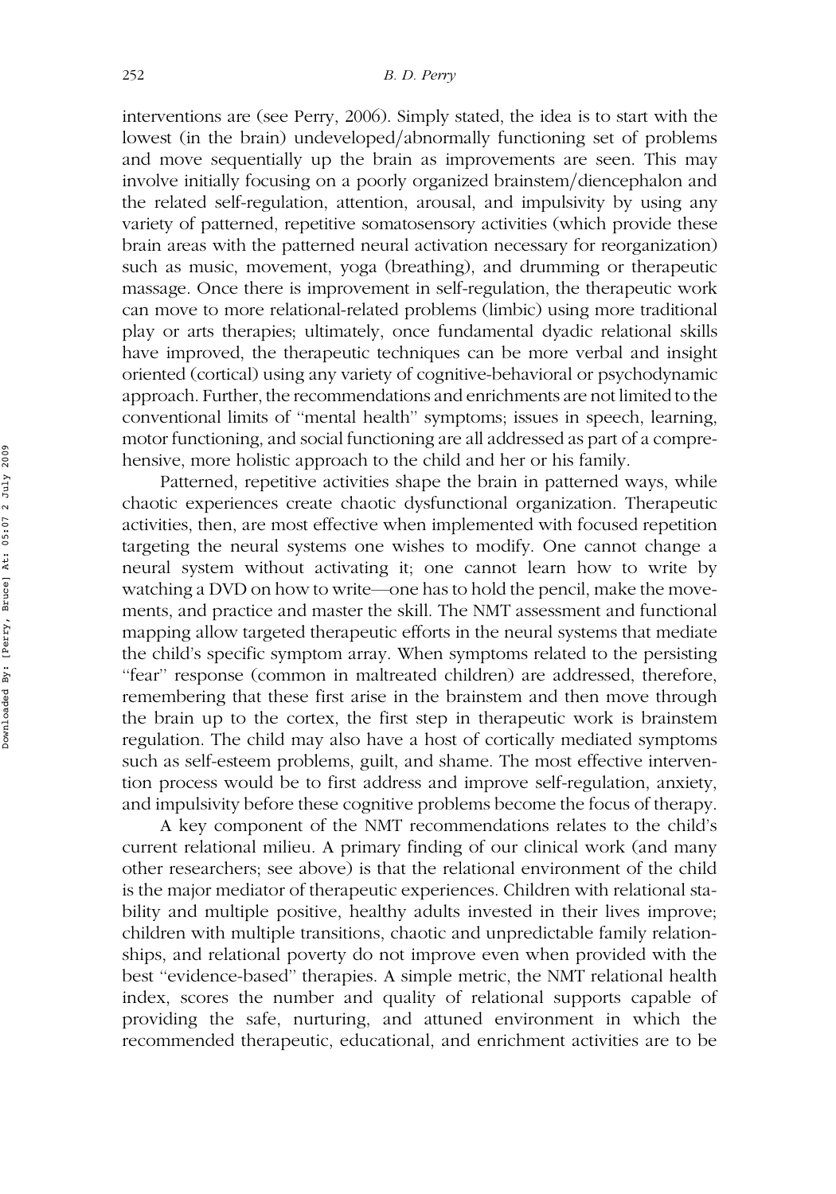interventions are (see Perry, 2006). Simply stated, the idea is to start with the lowest (in the brain) undeveloped/abnormally functioning set of problems and move sequentially up the brain as improvements are seen. This may involve initially focusing on a poorly organized brainstem/diencephalon and the related self-regulation, attention, arousal, and impulsivity by using any variety of patterned, repetitive somatosensory activities (which provide these brain areas with the patterned neural activation necessary for reorganization) such as music, movement, yoga (breathing), and drumming or therapeutic massage. Once there is improvement in self-regulation, the therapeutic work can move to more relational-related problems (limbic) using more traditional play or arts therapies; ultimately, once fundamental dyadic relational skills have improved, the therapeutic techniques can be more verbal and insight oriented (cortical) using any variety of cognitive-behavioral or psychodynamic approach. Further, the recommendations and enrichments are not limited to the conventional limits of "mental health" symptoms; issues in speech, learning, motor functioning, and social functioning are all addressed as part of a comprehensive, more holistic approach to the child and her or his family.

Patterned, repetitive activities shape the brain in patterned ways, while chaotic experiences create chaotic dysfunctional organization. Therapeutic activities, then, are most effective when implemented with focused repetition targeting the neural systems one wishes to modify. One cannot change a neural system without activating it; one cannot learn how to write by watching a DVD on how to write—one has to hold the pencil, make the movements, and practice and master the skill. The NMT assessment and functional mapping allow targeted therapeutic efforts in the neural systems that mediate the child's specific symptom array. When symptoms related to the persisting "fear" response (common in maltreated children) are addressed, therefore, remembering that these first arise in the brainstem and then move through the brain up to the cortex, the first step in therapeutic work is brainstem regulation. The child may also have a host of cortically mediated symptoms such as self-esteem problems, guilt, and shame. The most effective intervention process would be to first address and improve self-regulation, anxiety, and impulsivity before these cognitive problems become the focus of therapy.

A key component of the NMT recommendations relates to the child's current relational milieu. A primary finding of our clinical work (and many other researchers; see above) is that the relational environment of the child is the major mediator of therapeutic experiences. Children with relational stability and multiple positive, healthy adults invested in their lives improve; children with multiple transitions, chaotic and unpredictable family relationships, and relational poverty do not improve even when provided with the best "evidence-based" therapies. A simple metric, the NMT relational health index, scores the number and quality of relational supports capable of providing the safe, nurturing, and attuned environment in which the recommended therapeutic, educational, and enrichment activities are to be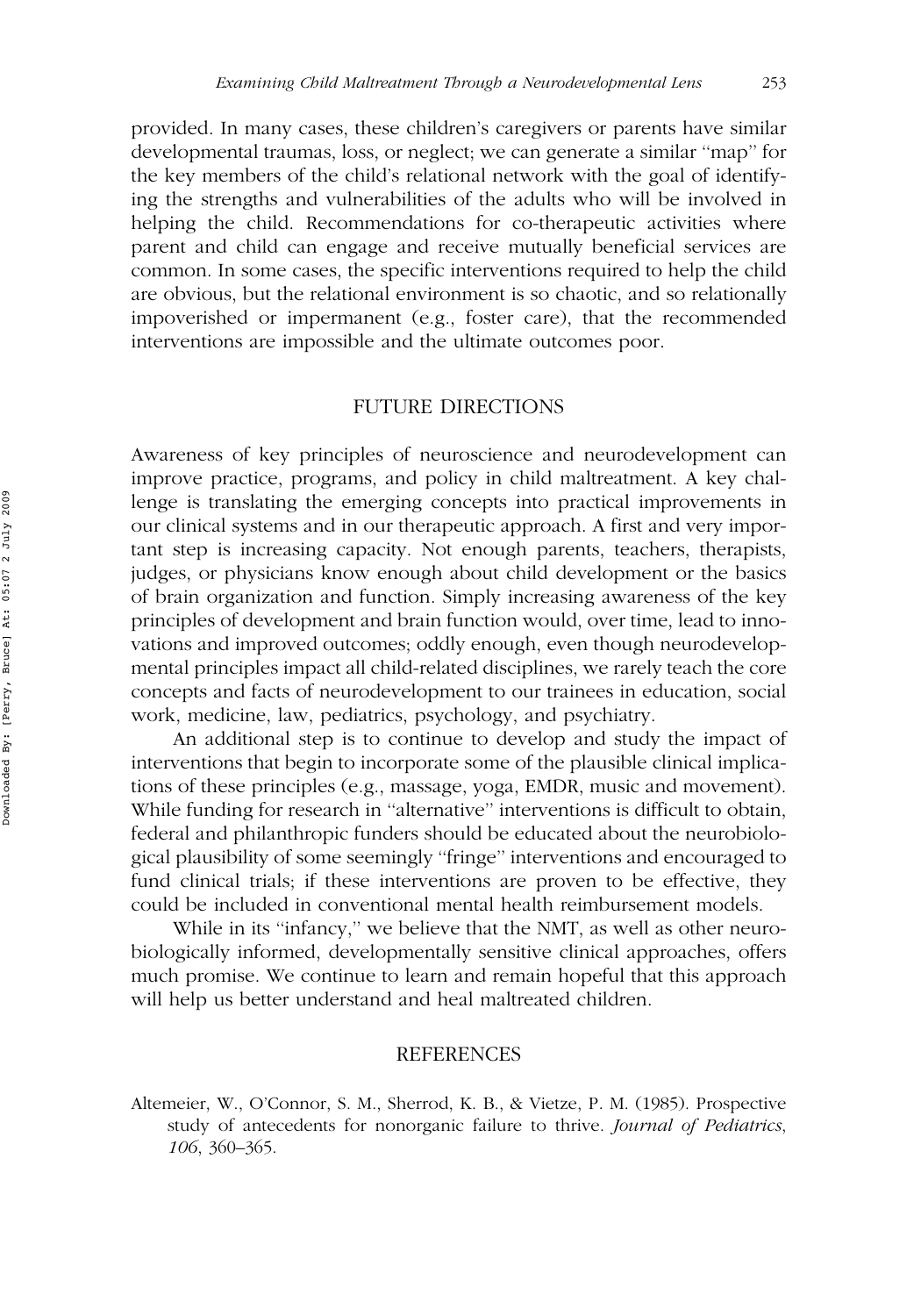provided. In many cases, these children's caregivers or parents have similar developmental traumas, loss, or neglect; we can generate a similar "map" for the key members of the child's relational network with the goal of identifying the strengths and vulnerabilities of the adults who will be involved in helping the child. Recommendations for co-therapeutic activities where parent and child can engage and receive mutually beneficial services are common. In some cases, the specific interventions required to help the child are obvious, but the relational environment is so chaotic, and so relationally impoverished or impermanent (e.g., foster care), that the recommended interventions are impossible and the ultimate outcomes poor.

## FUTURE DIRECTIONS

Awareness of key principles of neuroscience and neurodevelopment can improve practice, programs, and policy in child maltreatment. A key challenge is translating the emerging concepts into practical improvements in our clinical systems and in our therapeutic approach. A first and very important step is increasing capacity. Not enough parents, teachers, therapists, judges, or physicians know enough about child development or the basics of brain organization and function. Simply increasing awareness of the key principles of development and brain function would, over time, lead to innovations and improved outcomes; oddly enough, even though neurodevelopmental principles impact all child-related disciplines, we rarely teach the core concepts and facts of neurodevelopment to our trainees in education, social work, medicine, law, pediatrics, psychology, and psychiatry.

An additional step is to continue to develop and study the impact of interventions that begin to incorporate some of the plausible clinical implications of these principles (e.g., massage, yoga, EMDR, music and movement). While funding for research in "alternative" interventions is difficult to obtain, federal and philanthropic funders should be educated about the neurobiological plausibility of some seemingly "fringe" interventions and encouraged to fund clinical trials; if these interventions are proven to be effective, they could be included in conventional mental health reimbursement models.

While in its "infancy," we believe that the NMT, as well as other neurobiologically informed, developmentally sensitive clinical approaches, offers much promise. We continue to learn and remain hopeful that this approach will help us better understand and heal maltreated children.

## REFERENCES

Altemeier, W., O'Connor, S. M., Sherrod, K. B., & Vietze, P. M. (1985). Prospective study of antecedents for nonorganic failure to thrive. *Journal of Pediatrics*, *106*, 360–365.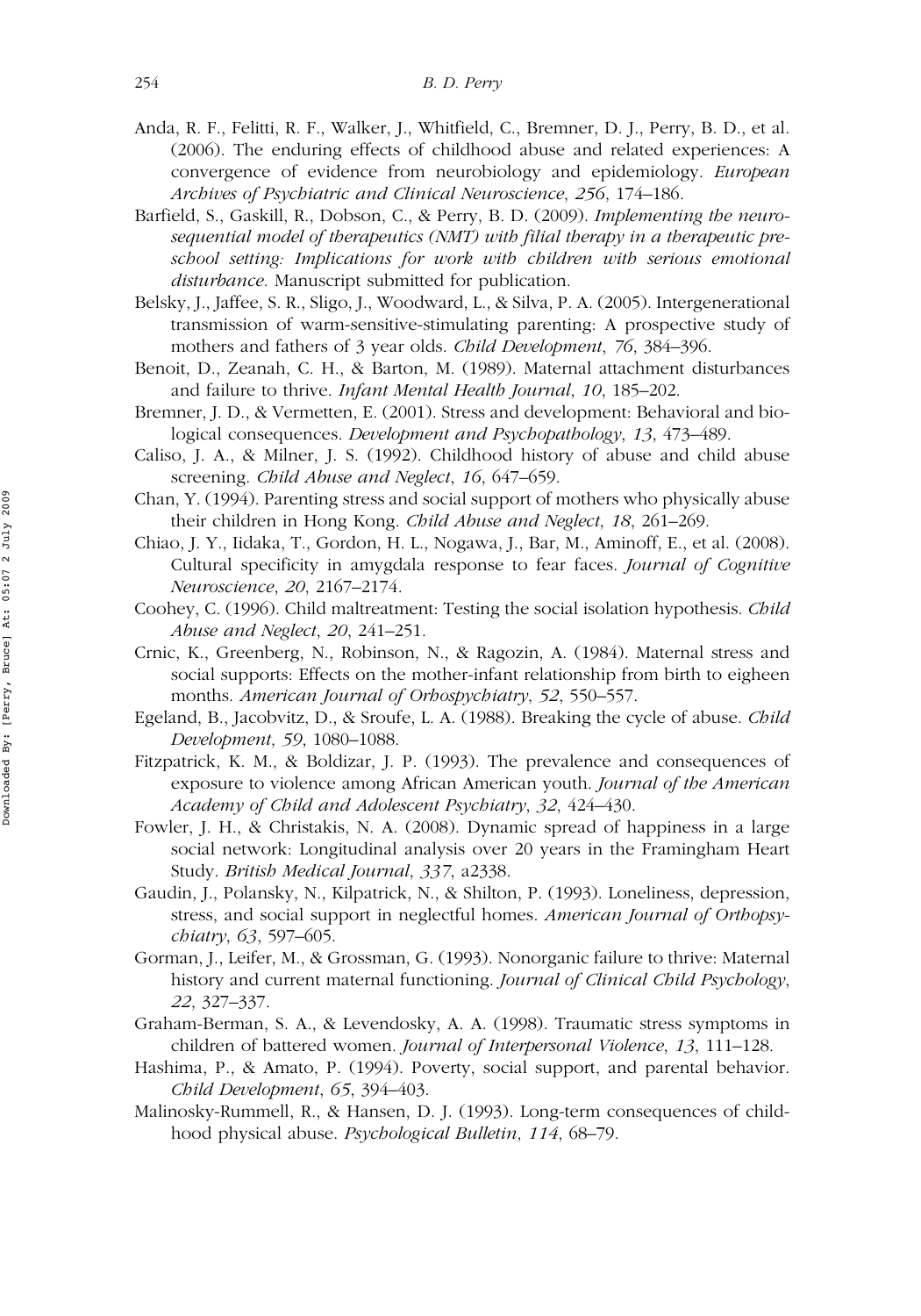Anda, R. F., Felitti, R. F., Walker, J., Whitfield, C., Bremner, D. J., Perry, B. D., et al. (2006). The enduring effects of childhood abuse and related experiences: A convergence of evidence from neurobiology and epidemiology. *European Archives of Psychiatric and Clinical Neuroscience*, *256*, 174–186.

Barfield, S., Gaskill, R., Dobson, C., & Perry, B. D. (2009). *Implementing the neurosequential model of therapeutics (NMT) with filial therapy in a therapeutic preschool setting: Implications for work with children with serious emotional disturbance.* Manuscript submitted for publication.

Belsky, J., Jaffee, S. R., Sligo, J., Woodward, L., & Silva, P. A. (2005). Intergenerational transmission of warm-sensitive-stimulating parenting: A prospective study of mothers and fathers of 3 year olds. *Child Development*, *76*, 384–396.

Benoit, D., Zeanah, C. H., & Barton, M. (1989). Maternal attachment disturbances and failure to thrive. *Infant Mental Health Journal*, *10*, 185–202.

Bremner, J. D., & Vermetten, E. (2001). Stress and development: Behavioral and biological consequences. *Development and Psychopathology*, *13*, 473–489.

Caliso, J. A., & Milner, J. S. (1992). Childhood history of abuse and child abuse screening. *Child Abuse and Neglect*, *16*, 647–659.

Chan, Y. (1994). Parenting stress and social support of mothers who physically abuse their children in Hong Kong. *Child Abuse and Neglect*, *18*, 261–269.

Chiao, J. Y., Iidaka, T., Gordon, H. L., Nogawa, J., Bar, M., Aminoff, E., et al. (2008). Cultural specificity in amygdala response to fear faces. *Journal of Cognitive Neuroscience*, *20*, 2167–2174.

Coohey, C. (1996). Child maltreatment: Testing the social isolation hypothesis. *Child Abuse and Neglect*, *20*, 241–251.

Crnic, K., Greenberg, N., Robinson, N., & Ragozin, A. (1984). Maternal stress and social supports: Effects on the mother-infant relationship from birth to eigheen months. *American Journal of Orhospychiatry*, *52*, 550–557.

Egeland, B., Jacobvitz, D., & Sroufe, L. A. (1988). Breaking the cycle of abuse. *Child Development*, *59*, 1080–1088.

Fitzpatrick, K. M., & Boldizar, J. P. (1993). The prevalence and consequences of exposure to violence among African American youth. *Journal of the American Academy of Child and Adolescent Psychiatry*, *32*, 424–430.

Fowler, J. H., & Christakis, N. A. (2008). Dynamic spread of happiness in a large social network: Longitudinal analysis over 20 years in the Framingham Heart Study. *British Medical Journal*, *337*, a2338.

Gaudin, J., Polansky, N., Kilpatrick, N., & Shilton, P. (1993). Loneliness, depression, stress, and social support in neglectful homes. *American Journal of Orthopsychiatry*, *63*, 597–605.

Gorman, J., Leifer, M., & Grossman, G. (1993). Nonorganic failure to thrive: Maternal history and current maternal functioning. *Journal of Clinical Child Psychology*, *22*, 327–337.

Graham-Berman, S. A., & Levendosky, A. A. (1998). Traumatic stress symptoms in children of battered women. *Journal of Interpersonal Violence*, *13*, 111–128.

Hashima, P., & Amato, P. (1994). Poverty, social support, and parental behavior. *Child Development*, *65*, 394–403.

Malinosky-Rummell, R., & Hansen, D. J. (1993). Long-term consequences of childhood physical abuse. *Psychological Bulletin*, *114*, 68–79.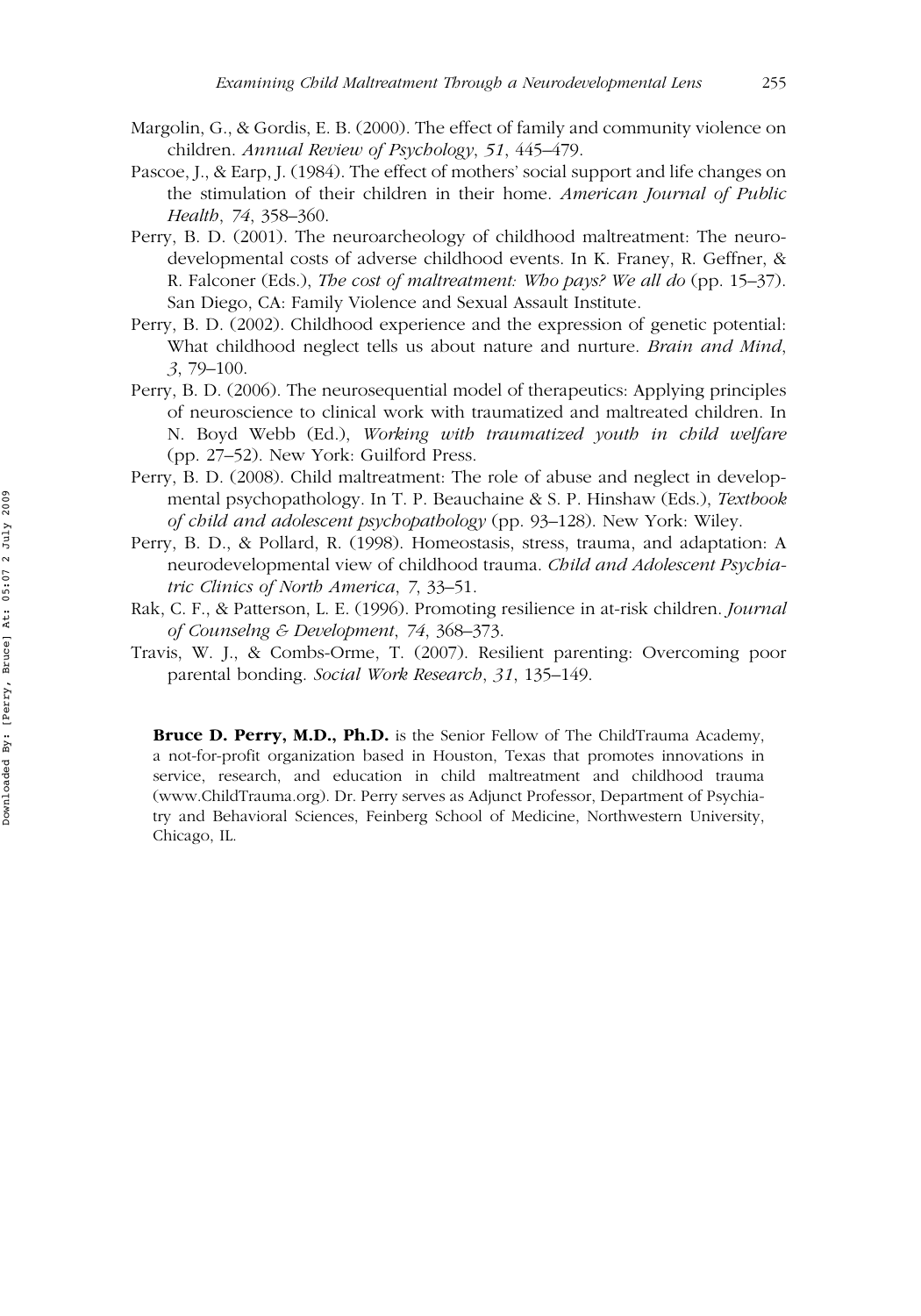Margolin, G., & Gordis, E. B. (2000). The effect of family and community violence on children. *Annual Review of Psychology*, *51*, 445–479.

Pascoe, J., & Earp, J. (1984). The effect of mothers' social support and life changes on the stimulation of their children in their home. *American Journal of Public Health*, *74*, 358–360.

Perry, B. D. (2001). The neuroarcheology of childhood maltreatment: The neurodevelopmental costs of adverse childhood events. In K. Franey, R. Geffner, & R. Falconer (Eds.), *The cost of maltreatment: Who pays? We all do* (pp. 15–37). San Diego, CA: Family Violence and Sexual Assault Institute.

Perry, B. D. (2002). Childhood experience and the expression of genetic potential: What childhood neglect tells us about nature and nurture. *Brain and Mind*, *3*, 79–100.

Perry, B. D. (2006). The neurosequential model of therapeutics: Applying principles of neuroscience to clinical work with traumatized and maltreated children. In N. Boyd Webb (Ed.), *Working with traumatized youth in child welfare* (pp. 27–52). New York: Guilford Press.

Perry, B. D. (2008). Child maltreatment: The role of abuse and neglect in developmental psychopathology. In T. P. Beauchaine & S. P. Hinshaw (Eds.), *Textbook of child and adolescent psychopathology* (pp. 93–128). New York: Wiley.

Perry, B. D., & Pollard, R. (1998). Homeostasis, stress, trauma, and adaptation: A neurodevelopmental view of childhood trauma. *Child and Adolescent Psychiatric Clinics of North America*, *7*, 33–51.

Rak, C. F., & Patterson, L. E. (1996). Promoting resilience in at-risk children. *Journal of Counselng & Development*, *74*, 368–373.

Travis, W. J., & Combs-Orme, T. (2007). Resilient parenting: Overcoming poor parental bonding. *Social Work Research*, *31*, 135–149.

**Bruce D. Perry, M.D., Ph.D.** is the Senior Fellow of The ChildTrauma Academy, a not-for-profit organization based in Houston, Texas that promotes innovations in service, research, and education in child maltreatment and childhood trauma (www.ChildTrauma.org). Dr. Perry serves as Adjunct Professor, Department of Psychiatry and Behavioral Sciences, Feinberg School of Medicine, Northwestern University, Chicago, IL.